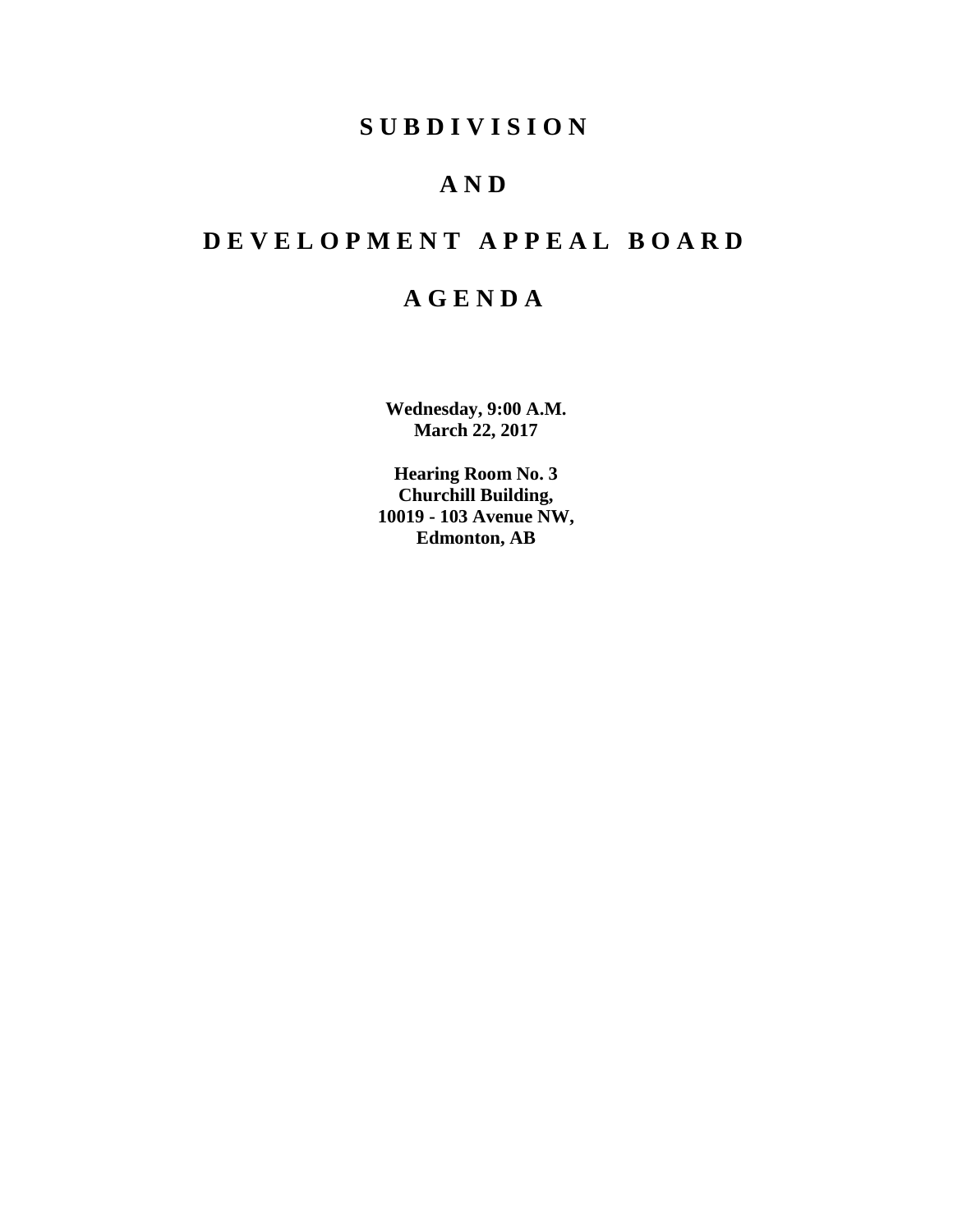# SUBDIVISION

# AND

# DEVELOPMENT APPEAL BOARD

# AGENDA

**Wednesday, 9:00 A.M.**
**March 22, 2017**

**Hearing Room No. 3**
**Churchill Building,**
**10019 - 103 Avenue NW,**
**Edmonton, AB**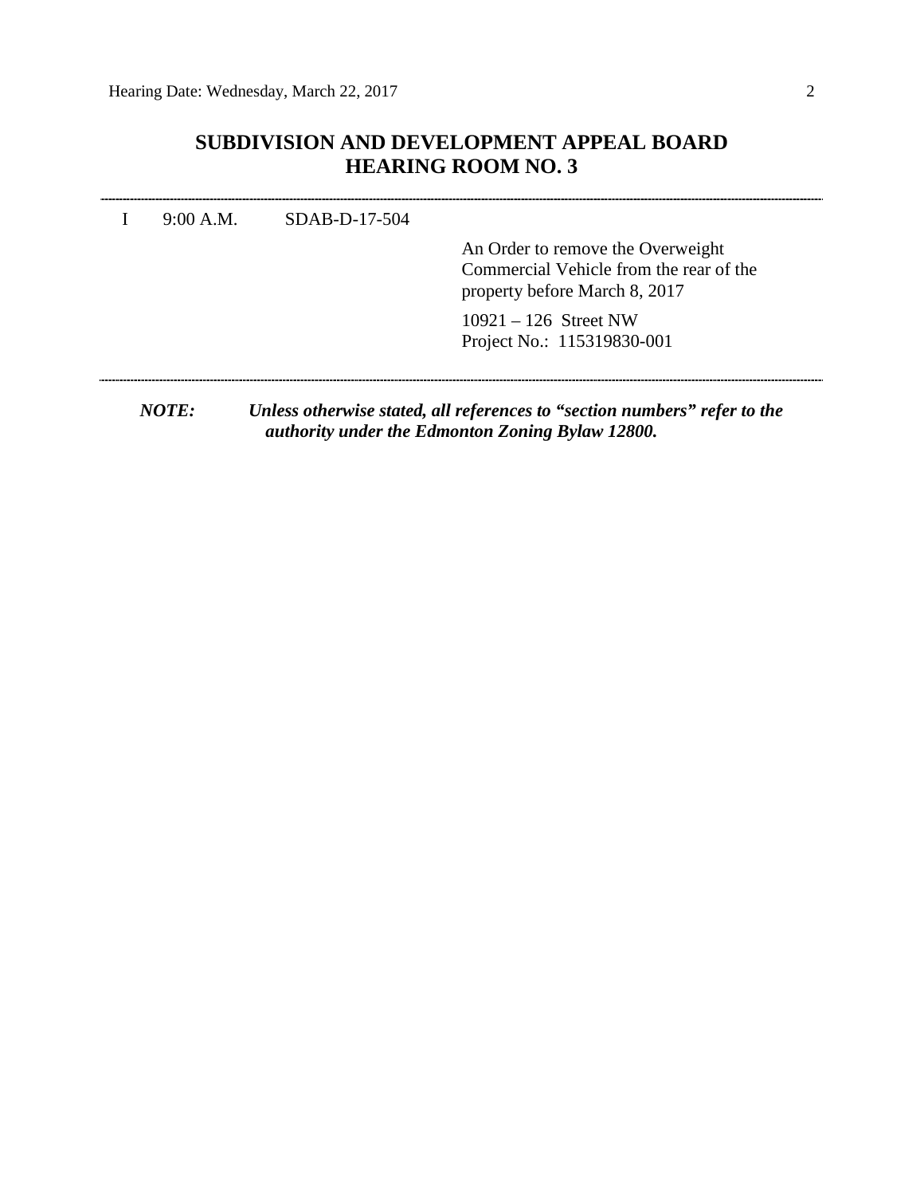## SUBDIVISION AND DEVELOPMENT APPEAL BOARD
## HEARING ROOM NO. 3

---

I 9:00 A.M. SDAB-D-17-504

An Order to remove the Overweight Commercial Vehicle from the rear of the property before March 8, 2017

10921 – 126 Street NW
Project No.: 115319830-001

---

***NOTE: Unless otherwise stated, all references to "section numbers" refer to the authority under the Edmonton Zoning Bylaw 12800.***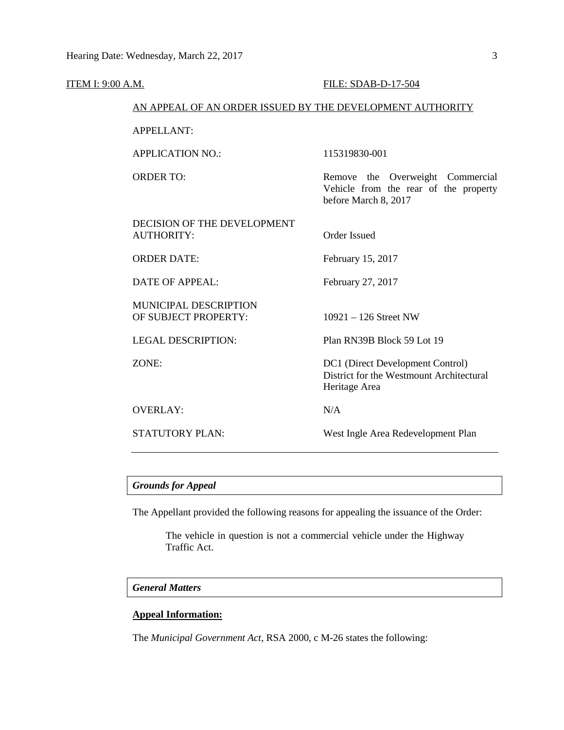ITEM I: 9:00 A.M. FILE: SDAB-D-17-504

AN APPEAL OF AN ORDER ISSUED BY THE DEVELOPMENT AUTHORITY

| | |
|---|---|
| APPELLANT: | |
| APPLICATION NO.: | 115319830-001 |
| ORDER TO: | Remove the Overweight Commercial Vehicle from the rear of the property before March 8, 2017 |
| DECISION OF THE DEVELOPMENT AUTHORITY: | Order Issued |
| ORDER DATE: | February 15, 2017 |
| DATE OF APPEAL: | February 27, 2017 |
| MUNICIPAL DESCRIPTION OF SUBJECT PROPERTY: | 10921 – 126 Street NW |
| LEGAL DESCRIPTION: | Plan RN39B Block 59 Lot 19 |
| ZONE: | DC1 (Direct Development Control) District for the Westmount Architectural Heritage Area |
| OVERLAY: | N/A |
| STATUTORY PLAN: | West Ingle Area Redevelopment Plan |

---

***Grounds for Appeal***

The Appellant provided the following reasons for appealing the issuance of the Order:

> The vehicle in question is not a commercial vehicle under the Highway Traffic Act.

***General Matters***

**Appeal Information:**

The *Municipal Government Act*, RSA 2000, c M-26 states the following: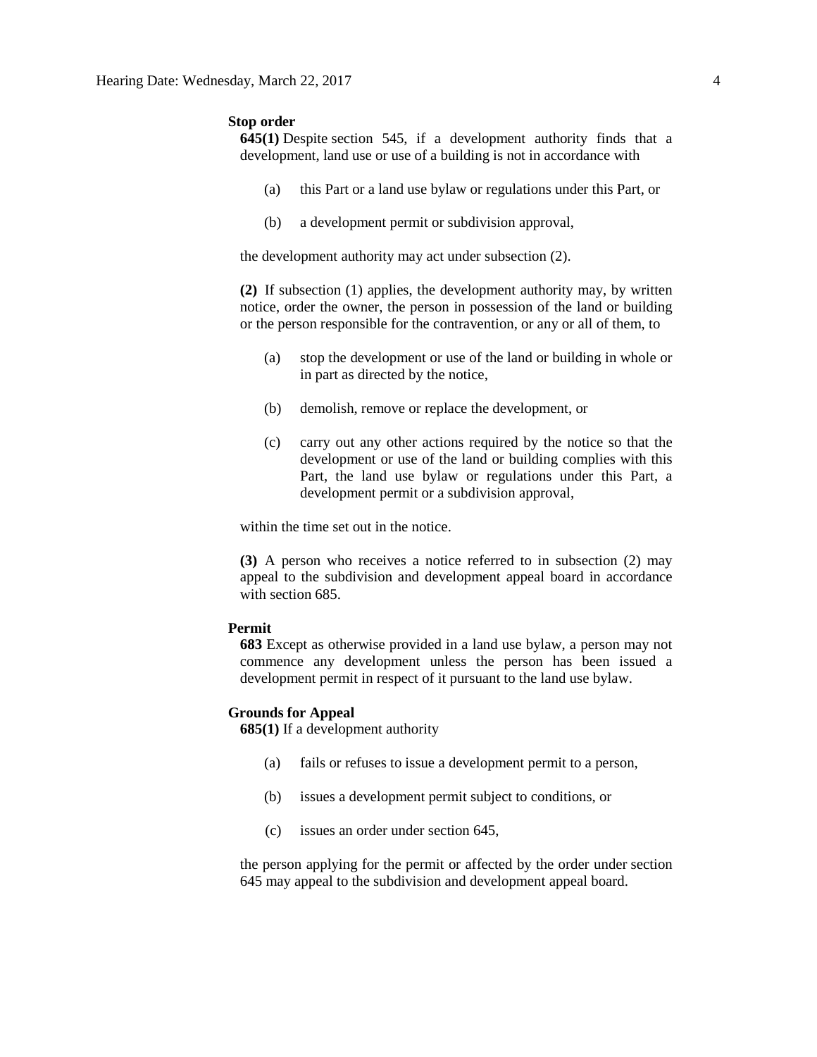**Stop order**

**645(1)** Despite section 545, if a development authority finds that a development, land use or use of a building is not in accordance with

(a) this Part or a land use bylaw or regulations under this Part, or

(b) a development permit or subdivision approval,

the development authority may act under subsection (2).

**(2)** If subsection (1) applies, the development authority may, by written notice, order the owner, the person in possession of the land or building or the person responsible for the contravention, or any or all of them, to

(a) stop the development or use of the land or building in whole or in part as directed by the notice,

(b) demolish, remove or replace the development, or

(c) carry out any other actions required by the notice so that the development or use of the land or building complies with this Part, the land use bylaw or regulations under this Part, a development permit or a subdivision approval,

within the time set out in the notice.

**(3)** A person who receives a notice referred to in subsection (2) may appeal to the subdivision and development appeal board in accordance with section 685.

**Permit**

**683** Except as otherwise provided in a land use bylaw, a person may not commence any development unless the person has been issued a development permit in respect of it pursuant to the land use bylaw.

**Grounds for Appeal**

**685(1)** If a development authority

(a) fails or refuses to issue a development permit to a person,

(b) issues a development permit subject to conditions, or

(c) issues an order under section 645,

the person applying for the permit or affected by the order under section 645 may appeal to the subdivision and development appeal board.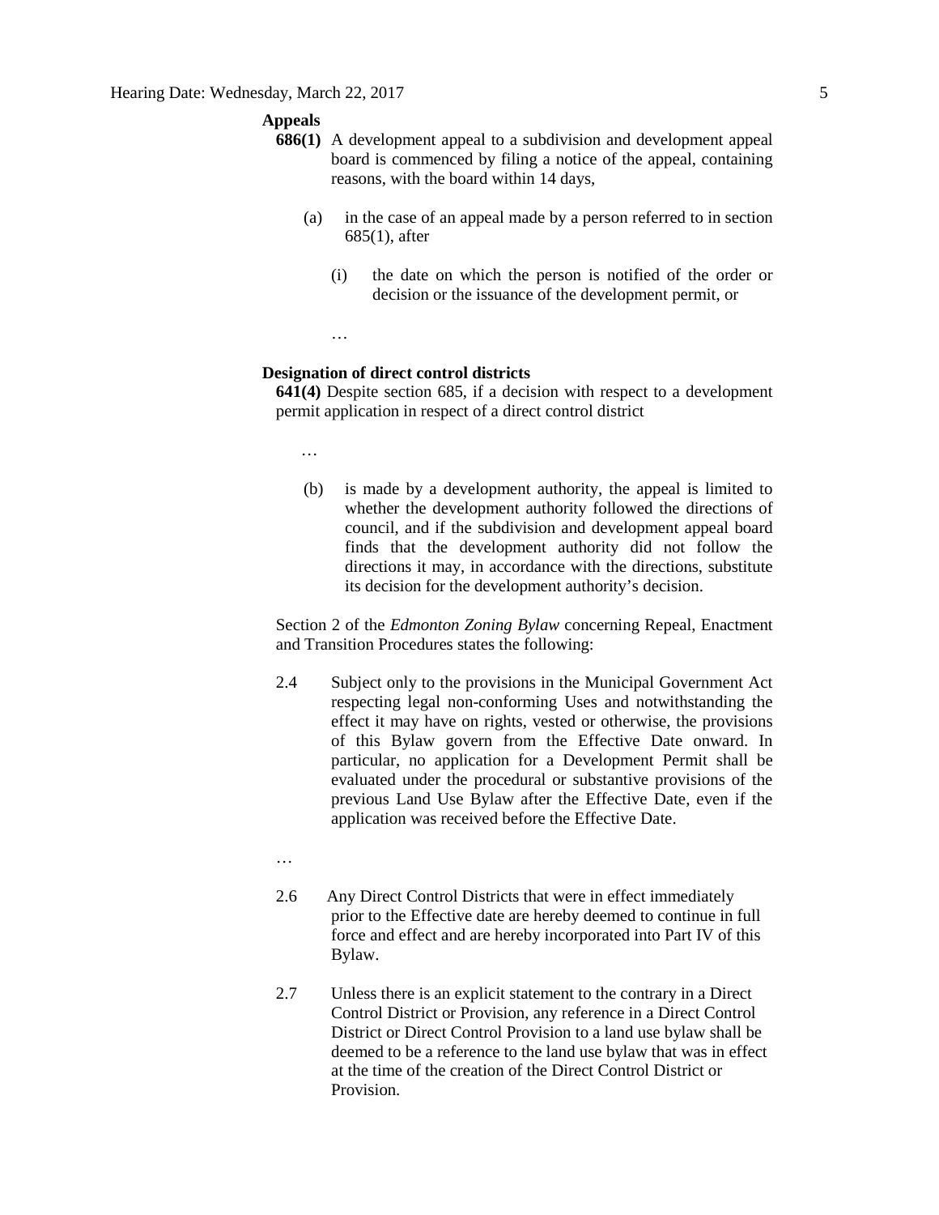**Appeals**

**686(1)** A development appeal to a subdivision and development appeal board is commenced by filing a notice of the appeal, containing reasons, with the board within 14 days,

(a) in the case of an appeal made by a person referred to in section 685(1), after

(i) the date on which the person is notified of the order or decision or the issuance of the development permit, or

…

**Designation of direct control districts**

**641(4)** Despite section 685, if a decision with respect to a development permit application in respect of a direct control district

…

(b) is made by a development authority, the appeal is limited to whether the development authority followed the directions of council, and if the subdivision and development appeal board finds that the development authority did not follow the directions it may, in accordance with the directions, substitute its decision for the development authority's decision.

Section 2 of the *Edmonton Zoning Bylaw* concerning Repeal, Enactment and Transition Procedures states the following:

2.4 Subject only to the provisions in the Municipal Government Act respecting legal non-conforming Uses and notwithstanding the effect it may have on rights, vested or otherwise, the provisions of this Bylaw govern from the Effective Date onward. In particular, no application for a Development Permit shall be evaluated under the procedural or substantive provisions of the previous Land Use Bylaw after the Effective Date, even if the application was received before the Effective Date.

…

2.6 Any Direct Control Districts that were in effect immediately prior to the Effective date are hereby deemed to continue in full force and effect and are hereby incorporated into Part IV of this Bylaw.

2.7 Unless there is an explicit statement to the contrary in a Direct Control District or Provision, any reference in a Direct Control District or Direct Control Provision to a land use bylaw shall be deemed to be a reference to the land use bylaw that was in effect at the time of the creation of the Direct Control District or Provision.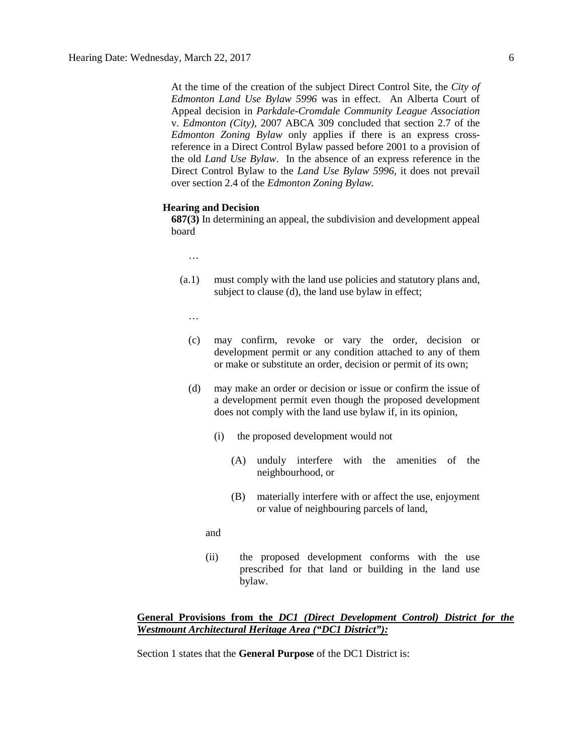At the time of the creation of the subject Direct Control Site, the *City of Edmonton Land Use Bylaw 5996* was in effect. An Alberta Court of Appeal decision in *Parkdale-Cromdale Community League Association* v. *Edmonton (City)*, 2007 ABCA 309 concluded that section 2.7 of the *Edmonton Zoning Bylaw* only applies if there is an express cross-reference in a Direct Control Bylaw passed before 2001 to a provision of the old *Land Use Bylaw*. In the absence of an express reference in the Direct Control Bylaw to the *Land Use Bylaw 5996*, it does not prevail over section 2.4 of the *Edmonton Zoning Bylaw.*

**Hearing and Decision**

**687(3)** In determining an appeal, the subdivision and development appeal board

…

(a.1) must comply with the land use policies and statutory plans and, subject to clause (d), the land use bylaw in effect;

…

(c) may confirm, revoke or vary the order, decision or development permit or any condition attached to any of them or make or substitute an order, decision or permit of its own;

(d) may make an order or decision or issue or confirm the issue of a development permit even though the proposed development does not comply with the land use bylaw if, in its opinion,

(i) the proposed development would not

(A) unduly interfere with the amenities of the neighbourhood, or

(B) materially interfere with or affect the use, enjoyment or value of neighbouring parcels of land,

and

(ii) the proposed development conforms with the use prescribed for that land or building in the land use bylaw.

**General Provisions from the *DC1 (Direct Development Control) District for the Westmount Architectural Heritage Area ("DC1 District"):***

Section 1 states that the **General Purpose** of the DC1 District is: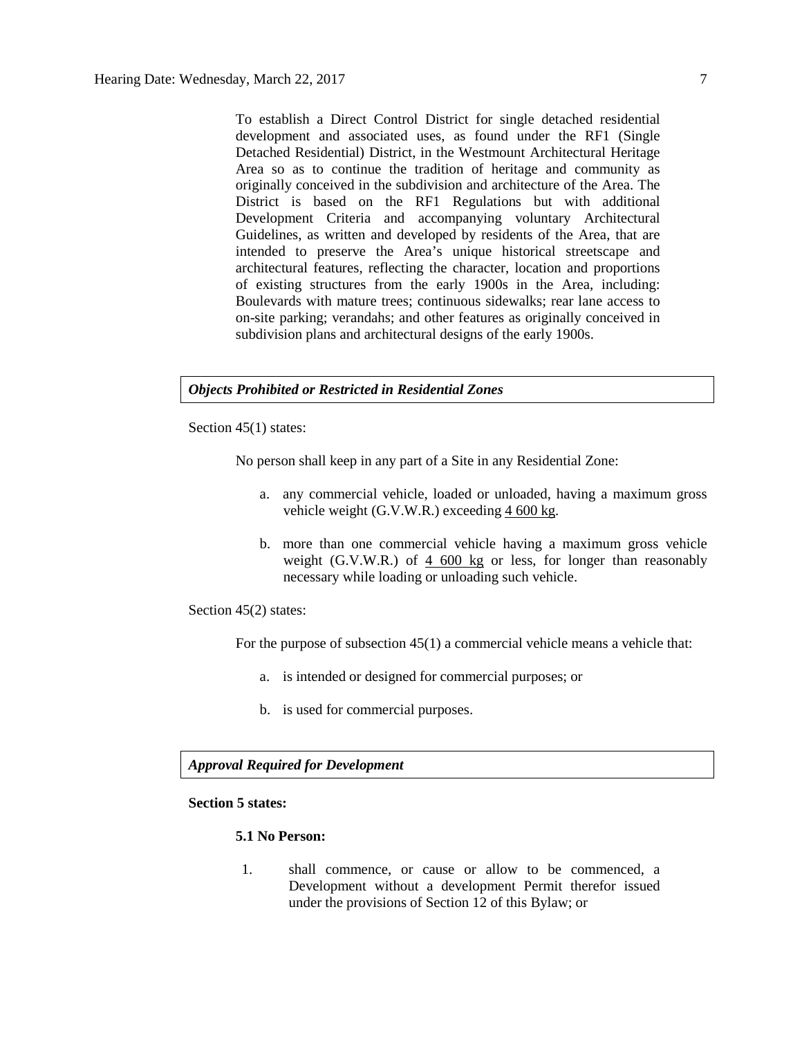To establish a Direct Control District for single detached residential development and associated uses, as found under the RF1 (Single Detached Residential) District, in the Westmount Architectural Heritage Area so as to continue the tradition of heritage and community as originally conceived in the subdivision and architecture of the Area. The District is based on the RF1 Regulations but with additional Development Criteria and accompanying voluntary Architectural Guidelines, as written and developed by residents of the Area, that are intended to preserve the Area's unique historical streetscape and architectural features, reflecting the character, location and proportions of existing structures from the early 1900s in the Area, including: Boulevards with mature trees; continuous sidewalks; rear lane access to on-site parking; verandahs; and other features as originally conceived in subdivision plans and architectural designs of the early 1900s.

***Objects Prohibited or Restricted in Residential Zones***

Section 45(1) states:

No person shall keep in any part of a Site in any Residential Zone:

a. any commercial vehicle, loaded or unloaded, having a maximum gross vehicle weight (G.V.W.R.) exceeding 4 600 kg.

b. more than one commercial vehicle having a maximum gross vehicle weight (G.V.W.R.) of 4 600 kg or less, for longer than reasonably necessary while loading or unloading such vehicle.

Section 45(2) states:

For the purpose of subsection 45(1) a commercial vehicle means a vehicle that:

a. is intended or designed for commercial purposes; or

b. is used for commercial purposes.

***Approval Required for Development***

**Section 5 states:**

**5.1 No Person:**

1. shall commence, or cause or allow to be commenced, a Development without a development Permit therefor issued under the provisions of Section 12 of this Bylaw; or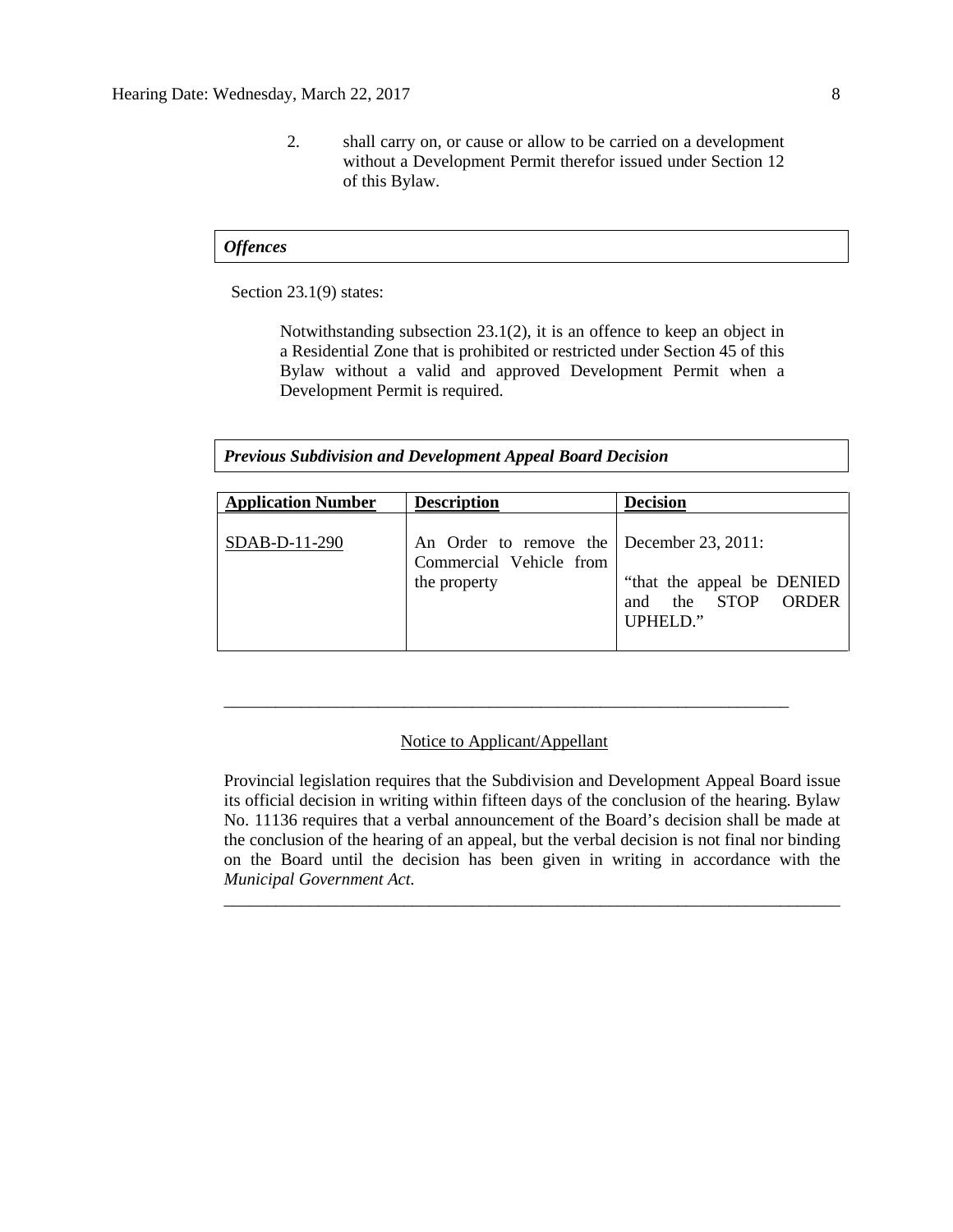2. shall carry on, or cause or allow to be carried on a development without a Development Permit therefor issued under Section 12 of this Bylaw.

### *Offences*

Section 23.1(9) states:

> Notwithstanding subsection 23.1(2), it is an offence to keep an object in a Residential Zone that is prohibited or restricted under Section 45 of this Bylaw without a valid and approved Development Permit when a Development Permit is required.

### *Previous Subdivision and Development Appeal Board Decision*

| Application Number | Description | Decision |
| --- | --- | --- |
| SDAB-D-11-290 | An Order to remove the Commercial Vehicle from the property | December 23, 2011: "that the appeal be DENIED and the STOP ORDER UPHELD." |

---

Notice to Applicant/Appellant

Provincial legislation requires that the Subdivision and Development Appeal Board issue its official decision in writing within fifteen days of the conclusion of the hearing. Bylaw No. 11136 requires that a verbal announcement of the Board's decision shall be made at the conclusion of the hearing of an appeal, but the verbal decision is not final nor binding on the Board until the decision has been given in writing in accordance with the *Municipal Government Act*.

---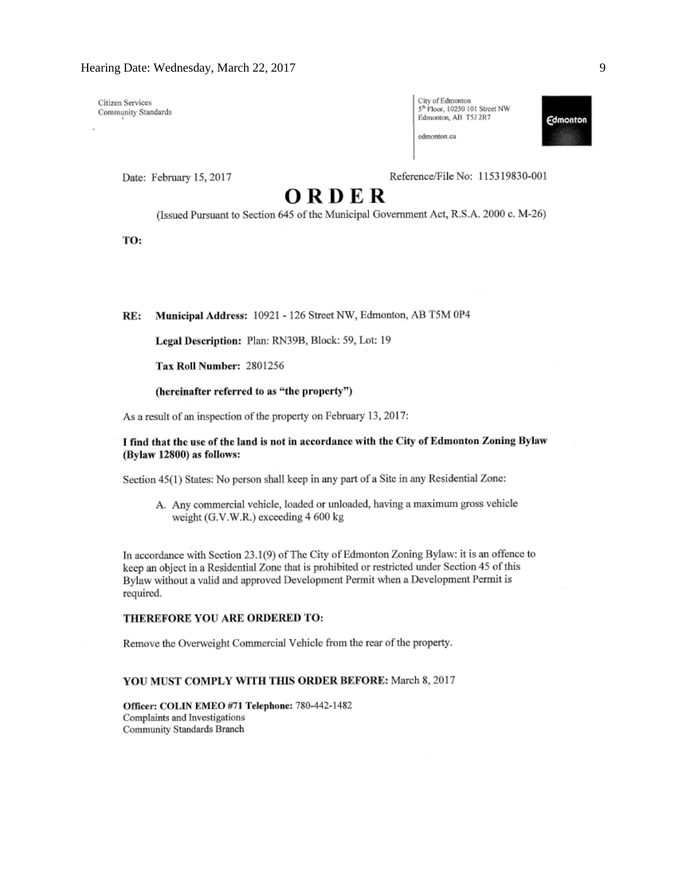Citizen Services
Community Standards

City of Edmonton
5th Floor, 10250 101 Street NW
Edmonton, AB T5J 2R7

edmonton.ca

Edmonton

Date: February 15, 2017

Reference/File No: 115319830-001

# ORDER

(Issued Pursuant to Section 645 of the Municipal Government Act, R.S.A. 2000 c. M-26)

**TO:**

**RE:** **Municipal Address:** 10921 - 126 Street NW, Edmonton, AB T5M 0P4

**Legal Description:** Plan: RN39B, Block: 59, Lot: 19

**Tax Roll Number:** 2801256

**(hereinafter referred to as "the property")**

As a result of an inspection of the property on February 13, 2017:

**I find that the use of the land is not in accordance with the City of Edmonton Zoning Bylaw (Bylaw 12800) as follows:**

Section 45(1) States: No person shall keep in any part of a Site in any Residential Zone:

A. Any commercial vehicle, loaded or unloaded, having a maximum gross vehicle weight (G.V.W.R.) exceeding 4 600 kg

In accordance with Section 23.1(9) of The City of Edmonton Zoning Bylaw: it is an offence to keep an object in a Residential Zone that is prohibited or restricted under Section 45 of this Bylaw without a valid and approved Development Permit when a Development Permit is required.

**THEREFORE YOU ARE ORDERED TO:**

Remove the Overweight Commercial Vehicle from the rear of the property.

**YOU MUST COMPLY WITH THIS ORDER BEFORE:** March 8, 2017

**Officer: COLIN EMEO #71 Telephone:** 780-442-1482
Complaints and Investigations
Community Standards Branch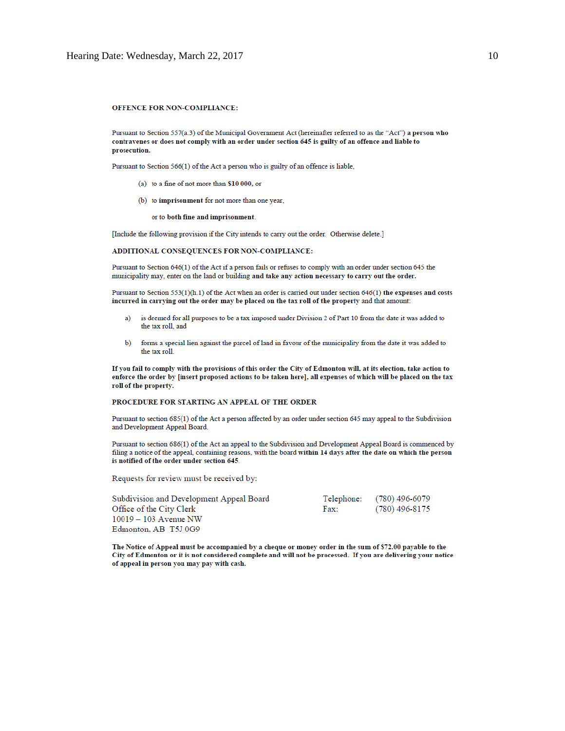**OFFENCE FOR NON-COMPLIANCE:**

Pursuant to Section 557(a.3) of the Municipal Government Act (hereinafter referred to as the "Act") **a person who contravenes or does not comply with an order under section 645 is guilty of an offence and liable to prosecution.**

Pursuant to Section 566(1) of the Act a person who is guilty of an offence is liable,

(a) to a fine of not more than **$10 000**, or

(b) to **imprisonment** for not more than one year,

or to **both fine and imprisonment**.

[Include the following provision if the City intends to carry out the order. Otherwise delete.]

**ADDITIONAL CONSEQUENCES FOR NON-COMPLIANCE:**

Pursuant to Section 646(1) of the Act if a person fails or refuses to comply with an order under section 645 the municipality may, enter on the land or building **and take any action necessary to carry out the order.**

Pursuant to Section 553(1)(h.1) of the Act when an order is carried out under section 646(1) **the expenses and costs incurred in carrying out the order may be placed on the tax roll of the property** and that amount:

a) is deemed for all purposes to be a tax imposed under Division 2 of Part 10 from the date it was added to the tax roll, and

b) forms a special lien against the parcel of land in favour of the municipality from the date it was added to the tax roll.

**If you fail to comply with the provisions of this order the City of Edmonton will, at its election, take action to enforce the order by [insert proposed actions to be taken here], all expenses of which will be placed on the tax roll of the property.**

**PROCEDURE FOR STARTING AN APPEAL OF THE ORDER**

Pursuant to section 685(1) of the Act a person affected by an order under section 645 may appeal to the Subdivision and Development Appeal Board.

Pursuant to section 686(1) of the Act an appeal to the Subdivision and Development Appeal Board is commenced by filing a notice of the appeal, containing reasons, with the board **within 14 days after the date on which the person is notified of the order under section 645**.

Requests for review must be received by:

Subdivision and Development Appeal Board
Office of the City Clerk
10019 – 103 Avenue NW
Edmonton, AB T5J 0G9

Telephone: (780) 496-6079
Fax: (780) 496-8175

**The Notice of Appeal must be accompanied by a cheque or money order in the sum of $72.00 payable to the City of Edmonton or it is not considered complete and will not be processed. If you are delivering your notice of appeal in person you may pay with cash.**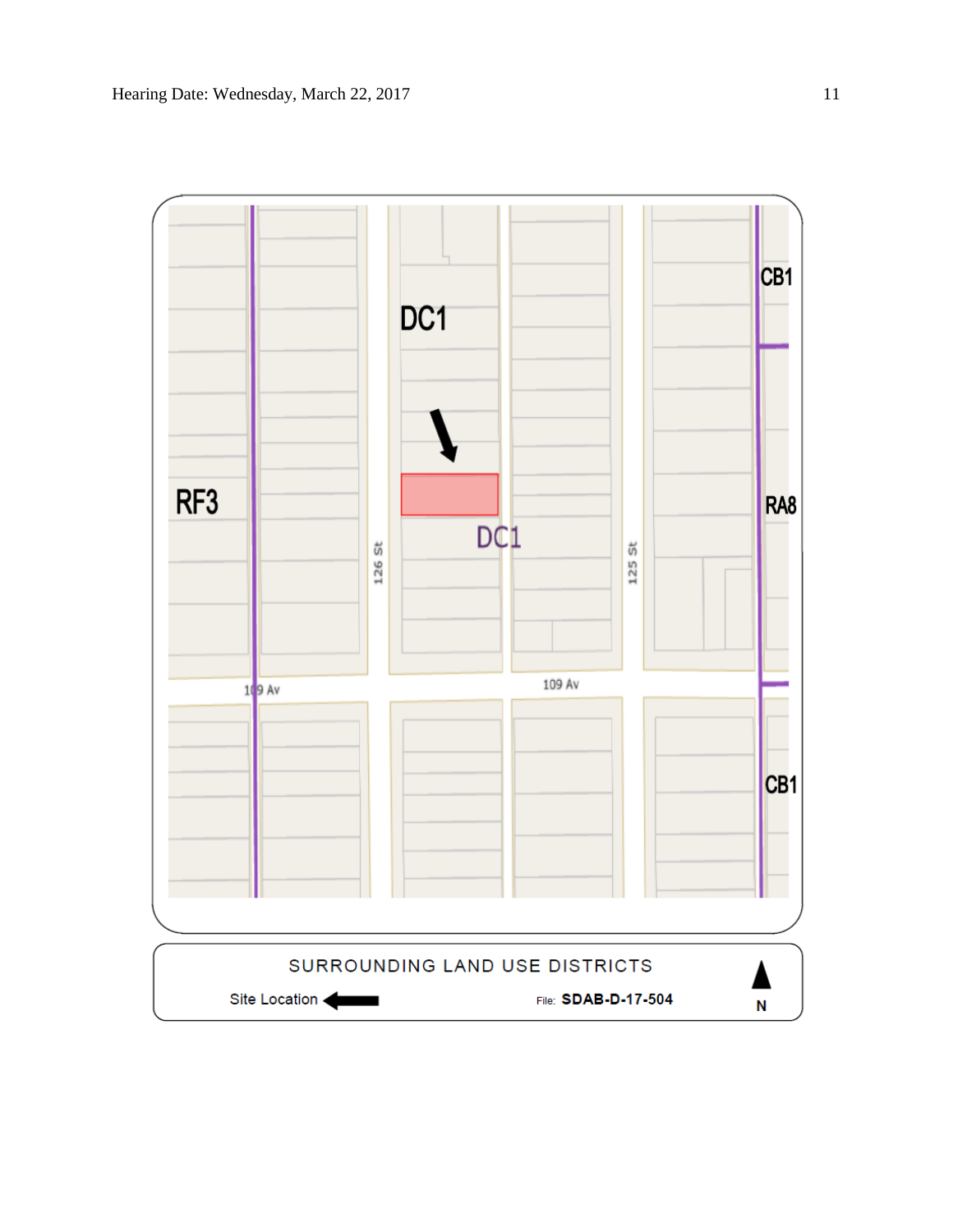DC1

RF3

DC1

CB1

RA8

CB1

126 St

125 St

109 Av

109 Av

SURROUNDING LAND USE DISTRICTS

Site Location

File: **SDAB-D-17-504**

N